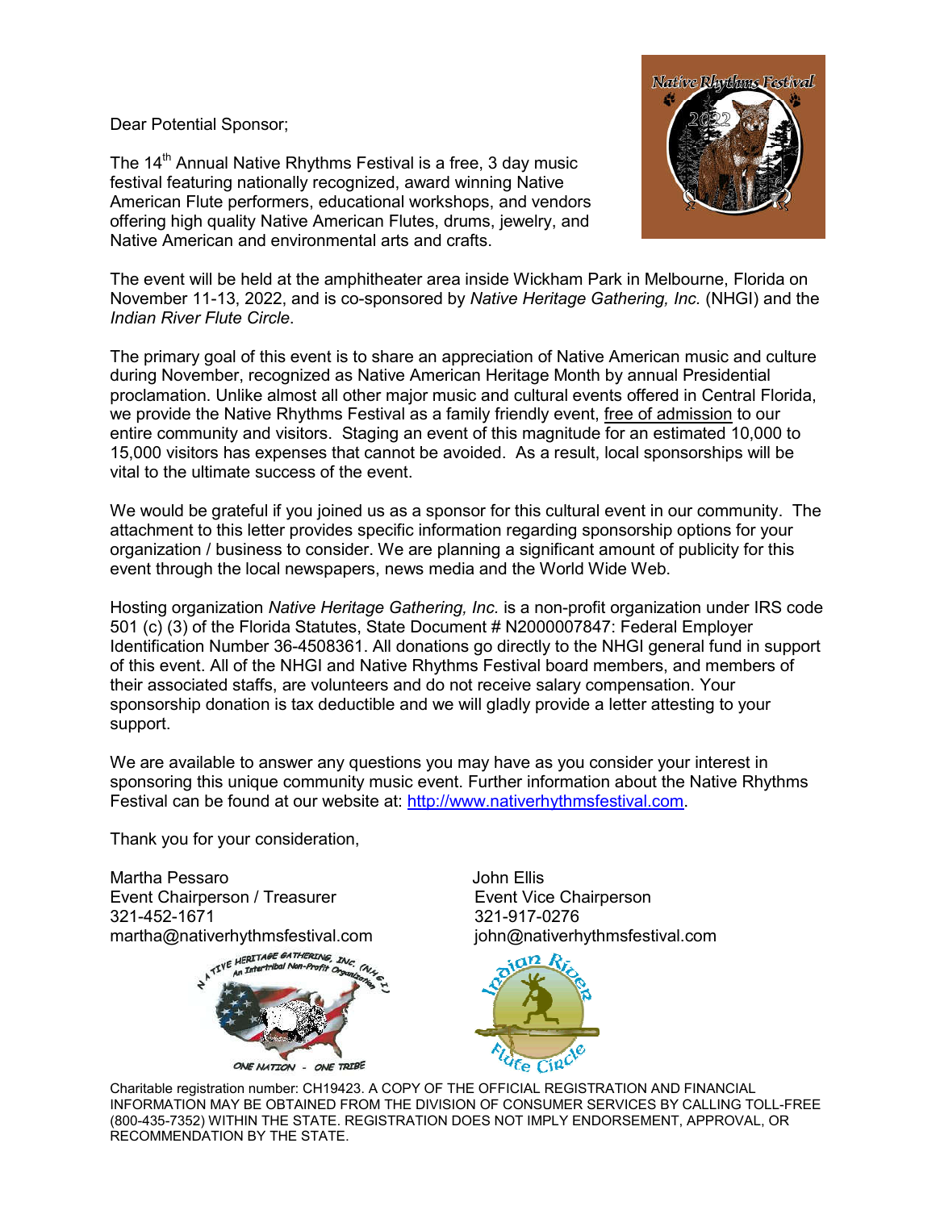Dear Potential Sponsor;

The 14th Annual Native Rhythms Festival is a free, 3 day music festival featuring nationally recognized, award winning Native American Flute performers, educational workshops, and vendors offering high quality Native American Flutes, drums, jewelry, and Native American and environmental arts and crafts.

The event will be held at the amphitheater area inside Wickham Park in Melbourne, Florida on November 11-13, 2022, and is co-sponsored by *Native Heritage Gathering, Inc.* (NHGI) and the *Indian River Flute Circle*.

The primary goal of this event is to share an appreciation of Native American music and culture during November, recognized as Native American Heritage Month by annual Presidential proclamation. Unlike almost all other major music and cultural events offered in Central Florida, we provide the Native Rhythms Festival as a family friendly event, free of admission to our entire community and visitors. Staging an event of this magnitude for an estimated 10,000 to 15,000 visitors has expenses that cannot be avoided. As a result, local sponsorships will be vital to the ultimate success of the event.

We would be grateful if you joined us as a sponsor for this cultural event in our community. The attachment to this letter provides specific information regarding sponsorship options for your organization / business to consider. We are planning a significant amount of publicity for this event through the local newspapers, news media and the World Wide Web.

Hosting organization *Native Heritage Gathering, Inc.* is a non-profit organization under IRS code 501 (c) (3) of the Florida Statutes, State Document # N2000007847: Federal Employer Identification Number 36-4508361. All donations go directly to the NHGI general fund in support of this event. All of the NHGI and Native Rhythms Festival board members, and members of their associated staffs, are volunteers and do not receive salary compensation. Your sponsorship donation is tax deductible and we will gladly provide a letter attesting to your support.

We are available to answer any questions you may have as you consider your interest in sponsoring this unique community music event. Further information about the Native Rhythms Festival can be found at our website at: http://www.nativerhythmsfestival.com.

Thank you for your consideration,

Martha Pessaro
Event Chairperson / Treasurer
321-452-1671
martha@nativerhythmsfestival.com

John Ellis
Event Vice Chairperson
321-917-0276
john@nativerhythmsfestival.com

Charitable registration number: CH19423. A COPY OF THE OFFICIAL REGISTRATION AND FINANCIAL INFORMATION MAY BE OBTAINED FROM THE DIVISION OF CONSUMER SERVICES BY CALLING TOLL-FREE (800-435-7352) WITHIN THE STATE. REGISTRATION DOES NOT IMPLY ENDORSEMENT, APPROVAL, OR RECOMMENDATION BY THE STATE.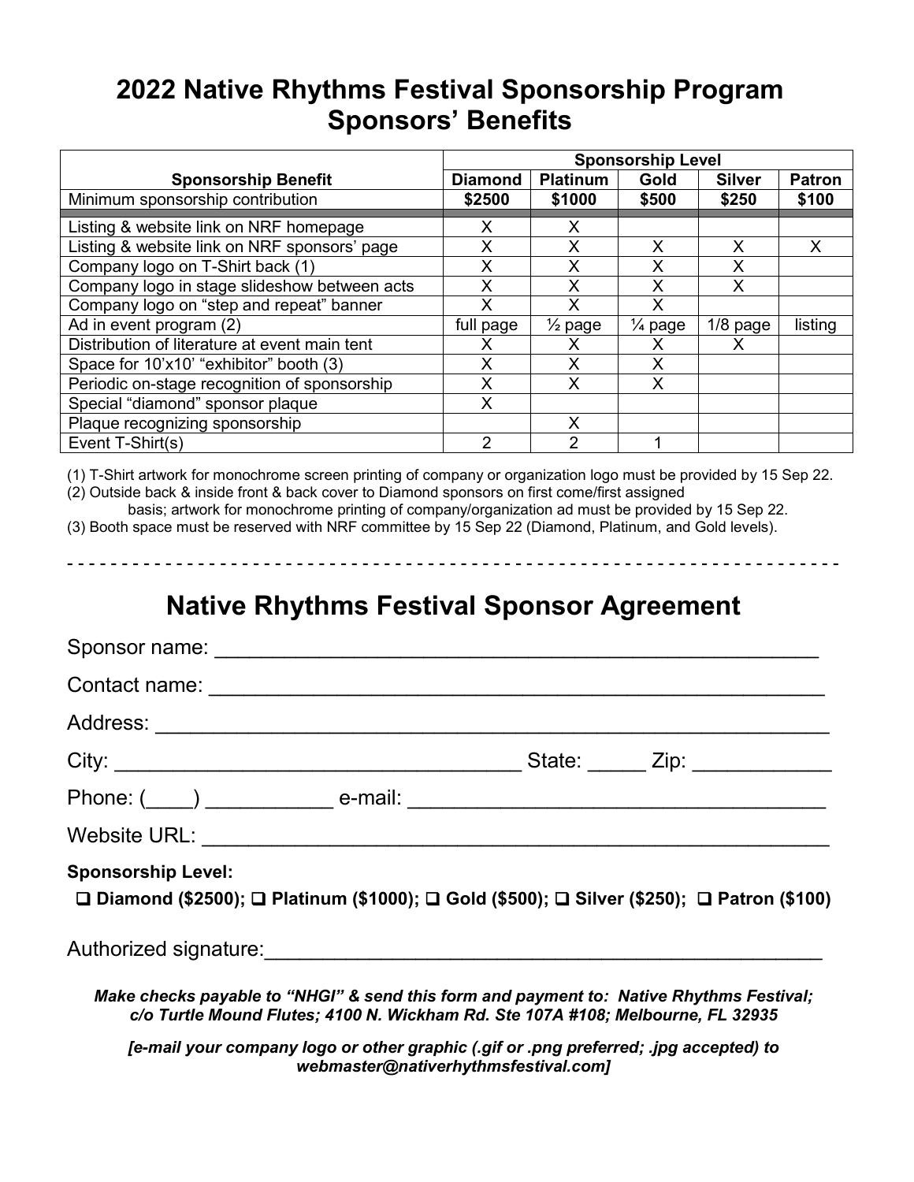# 2022 Native Rhythms Festival Sponsorship Program
# Sponsors' Benefits

| | Sponsorship Level | | | | |
|---|---|---|---|---|---|
| **Sponsorship Benefit** | **Diamond** | **Platinum** | **Gold** | **Silver** | **Patron** |
| Minimum sponsorship contribution | **$2500** | **$1000** | **$500** | **$250** | **$100** |
| Listing & website link on NRF homepage | X | X | | | |
| Listing & website link on NRF sponsors' page | X | X | X | X | X |
| Company logo on T-Shirt back (1) | X | X | X | X | |
| Company logo in stage slideshow between acts | X | X | X | X | |
| Company logo on "step and repeat" banner | X | X | X | | |
| Ad in event program (2) | full page | ½ page | ¼ page | 1/8 page | listing |
| Distribution of literature at event main tent | X | X | X | X | |
| Space for 10'x10' "exhibitor" booth (3) | X | X | X | | |
| Periodic on-stage recognition of sponsorship | X | X | X | | |
| Special "diamond" sponsor plaque | X | | | | |
| Plaque recognizing sponsorship | | X | | | |
| Event T-Shirt(s) | 2 | 2 | 1 | | |

(1) T-Shirt artwork for monochrome screen printing of company or organization logo must be provided by 15 Sep 22.
(2) Outside back & inside front & back cover to Diamond sponsors on first come/first assigned basis; artwork for monochrome printing of company/organization ad must be provided by 15 Sep 22.
(3) Booth space must be reserved with NRF committee by 15 Sep 22 (Diamond, Platinum, and Gold levels).

- - - - - - - - - - - - - - - - - - - - - - - - - - - - - - - - - - - - - - - - - - - - - - - - - - - - - - - - - - - - - - - - - - - - - -

## Native Rhythms Festival Sponsor Agreement

Sponsor name: ___________________________________________________

Contact name: ___________________________________________________

Address: _______________________________________________________

City: ___________________________________ State: _____ Zip: ____________

Phone: (____) ___________ e-mail: ____________________________________

Website URL: ____________________________________________________

**Sponsorship Level:**

**☐ Diamond ($2500); ☐ Platinum ($1000); ☐ Gold ($500); ☐ Silver ($250); ☐ Patron ($100)**

Authorized signature:_________________________________________________

***Make checks payable to "NHGI" & send this form and payment to: Native Rhythms Festival; c/o Turtle Mound Flutes; 4100 N. Wickham Rd. Ste 107A #108; Melbourne, FL 32935***

***[e-mail your company logo or other graphic (.gif or .png preferred; .jpg accepted) to webmaster@nativerhythmsfestival.com]***